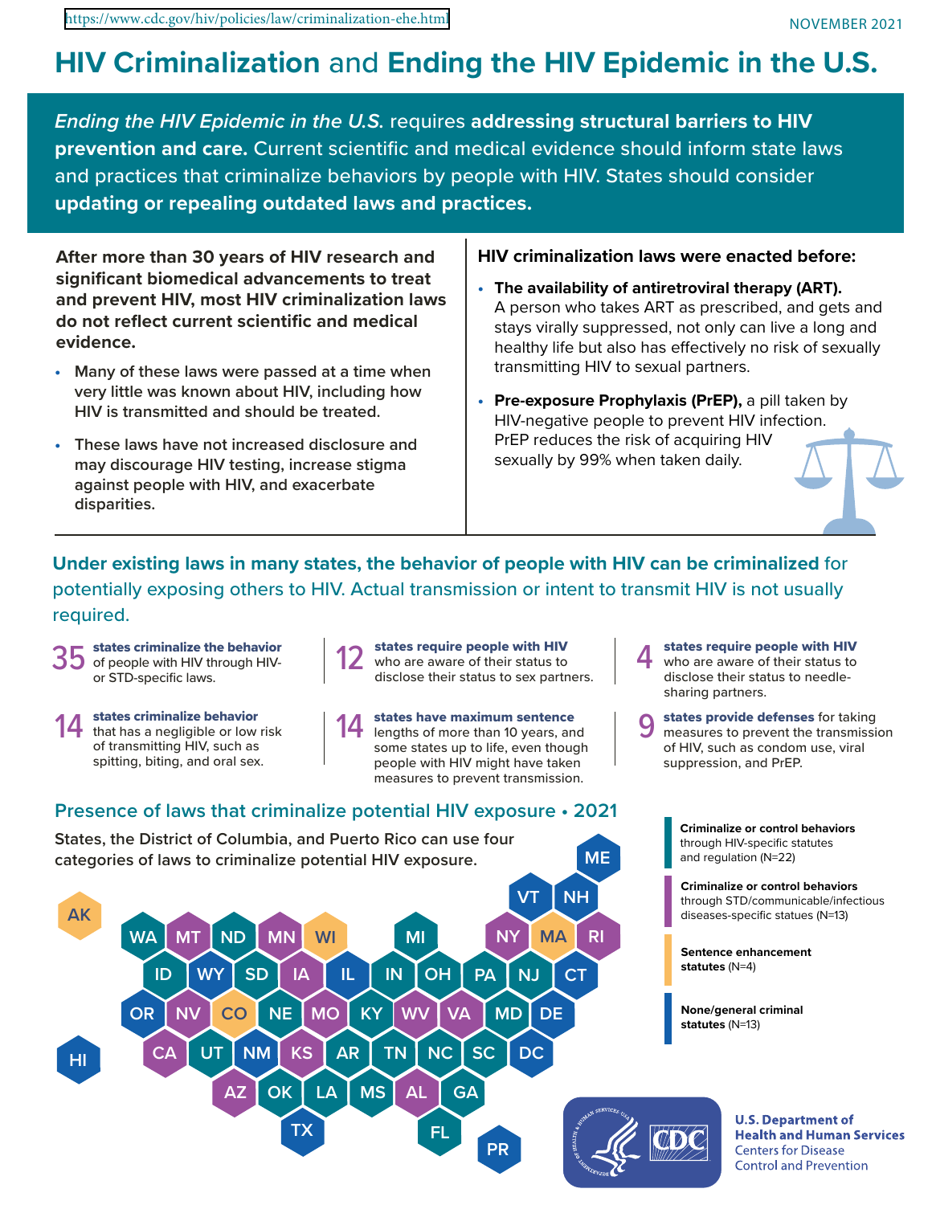https://www.cdc.gov/hiv/policies/law/criminalization-ehe.html

NOVEMBER 2021

# HIV Criminalization and Ending the HIV Epidemic in the U.S.

*Ending the HIV Epidemic in the U.S.* requires **addressing structural barriers to HIV prevention and care.** Current scientific and medical evidence should inform state laws and practices that criminalize behaviors by people with HIV. States should consider **updating or repealing outdated laws and practices.**

**After more than 30 years of HIV research and significant biomedical advancements to treat and prevent HIV, most HIV criminalization laws do not reflect current scientific and medical evidence.**

- Many of these laws were passed at a time when very little was known about HIV, including how HIV is transmitted and should be treated.
- These laws have not increased disclosure and may discourage HIV testing, increase stigma against people with HIV, and exacerbate disparities.

**HIV criminalization laws were enacted before:**

- **The availability of antiretroviral therapy (ART).** A person who takes ART as prescribed, and gets and stays virally suppressed, not only can live a long and healthy life but also has effectively no risk of sexually transmitting HIV to sexual partners.
- **Pre-exposure Prophylaxis (PrEP),** a pill taken by HIV-negative people to prevent HIV infection. PrEP reduces the risk of acquiring HIV sexually by 99% when taken daily.

## Under existing laws in many states, the behavior of people with HIV can be criminalized for potentially exposing others to HIV. Actual transmission or intent to transmit HIV is not usually required.

- **35 states criminalize the behavior** of people with HIV through HIV- or STD-specific laws.
- **12 states require people with HIV** who are aware of their status to disclose their status to sex partners.
- **4 states require people with HIV** who are aware of their status to disclose their status to needle-sharing partners.
- **14 states criminalize behavior** that has a negligible or low risk of transmitting HIV, such as spitting, biting, and oral sex.
- **14 states have maximum sentence** lengths of more than 10 years, and some states up to life, even though people with HIV might have taken measures to prevent transmission.
- **9 states provide defenses** for taking measures to prevent the transmission of HIV, such as condom use, viral suppression, and PrEP.

## Presence of laws that criminalize potential HIV exposure • 2021

States, the District of Columbia, and Puerto Rico can use four categories of laws to criminalize potential HIV exposure.

| Category | States |
|---|---|
| **Criminalize or control behaviors** through HIV-specific statutes and regulation (N=22) | WA, ND, SD, ID, UT, NE, MI, IN, OH, KY, AR, TN, NC, SC, OK, LA, MS, GA, FL, PA, NJ, MD |
| **Criminalize or control behaviors** through STD/communicable/infectious diseases-specific statues (N=13) | MT, MN, IA, NV, MO, CA, KS, AZ, WV, VA, AL, NY, RI |
| **Sentence enhancement statutes** (N=4) | AK, WI, CO, MA |
| **None/general criminal statutes** (N=13) | ME, VT, NH, WY, IL, OR, CT, DE, NM, DC, HI, TX, PR |

U.S. Department of Health and Human Services
Centers for Disease Control and Prevention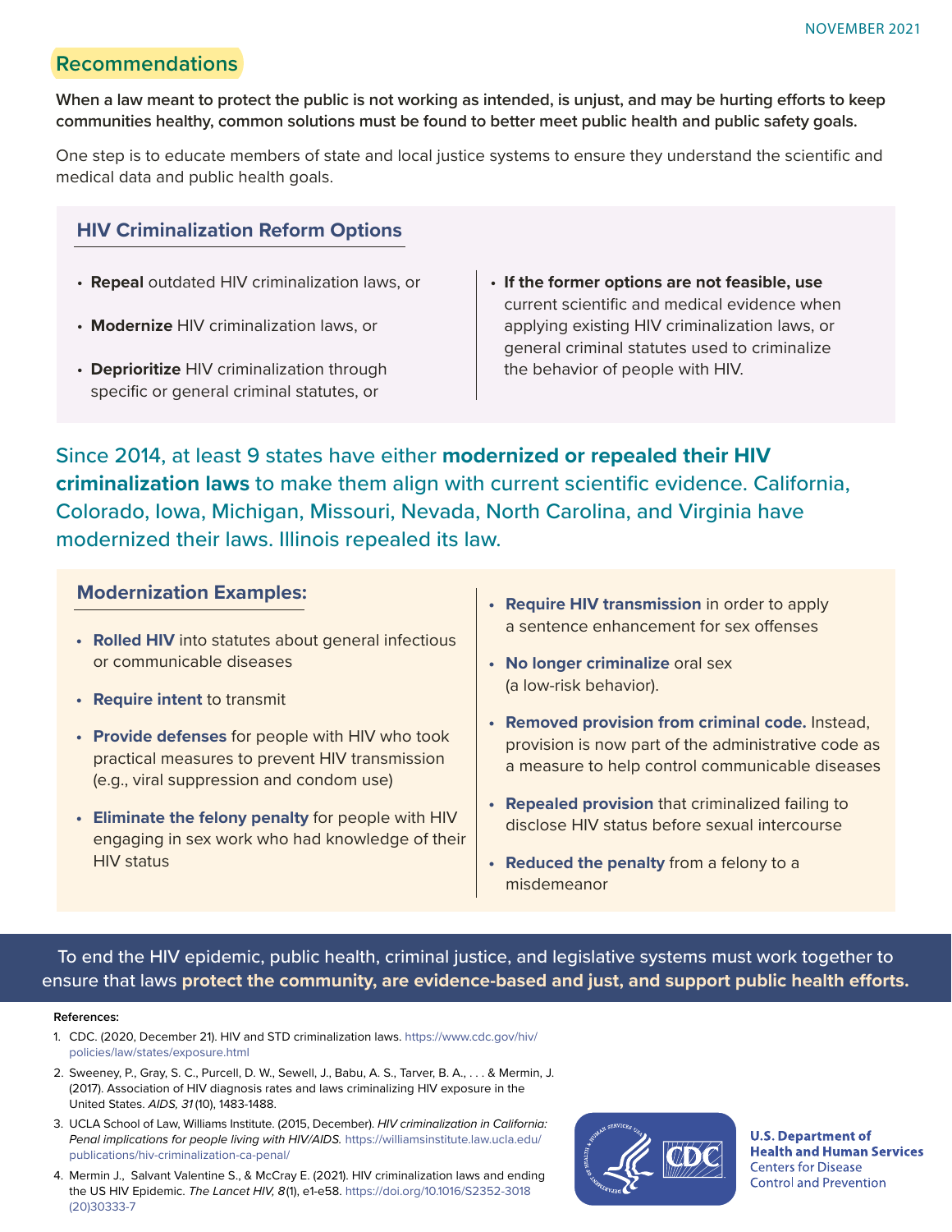## Recommendations

**When a law meant to protect the public is not working as intended, is unjust, and may be hurting efforts to keep communities healthy, common solutions must be found to better meet public health and public safety goals.**

One step is to educate members of state and local justice systems to ensure they understand the scientific and medical data and public health goals.

### HIV Criminalization Reform Options

- **Repeal** outdated HIV criminalization laws, or
- **Modernize** HIV criminalization laws, or
- **Deprioritize** HIV criminalization through specific or general criminal statutes, or
- **If the former options are not feasible, use** current scientific and medical evidence when applying existing HIV criminalization laws, or general criminal statutes used to criminalize the behavior of people with HIV.

Since 2014, at least 9 states have either **modernized or repealed their HIV criminalization laws** to make them align with current scientific evidence. California, Colorado, Iowa, Michigan, Missouri, Nevada, North Carolina, and Virginia have modernized their laws. Illinois repealed its law.

### Modernization Examples:

- **Rolled HIV** into statutes about general infectious or communicable diseases
- **Require intent** to transmit
- **Provide defenses** for people with HIV who took practical measures to prevent HIV transmission (e.g., viral suppression and condom use)
- **Eliminate the felony penalty** for people with HIV engaging in sex work who had knowledge of their HIV status
- **Require HIV transmission** in order to apply a sentence enhancement for sex offenses
- **No longer criminalize** oral sex (a low-risk behavior).
- **Removed provision from criminal code.** Instead, provision is now part of the administrative code as a measure to help control communicable diseases
- **Repealed provision** that criminalized failing to disclose HIV status before sexual intercourse
- **Reduced the penalty** from a felony to a misdemeanor

To end the HIV epidemic, public health, criminal justice, and legislative systems must work together to ensure that laws **protect the community, are evidence-based and just, and support public health efforts.**

**References:**

1. CDC. (2020, December 21). HIV and STD criminalization laws. https://www.cdc.gov/hiv/policies/law/states/exposure.html
2. Sweeney, P., Gray, S. C., Purcell, D. W., Sewell, J., Babu, A. S., Tarver, B. A., . . . & Mermin, J. (2017). Association of HIV diagnosis rates and laws criminalizing HIV exposure in the United States. *AIDS, 31*(10), 1483-1488.
3. UCLA School of Law, Williams Institute. (2015, December). *HIV criminalization in California: Penal implications for people living with HIV/AIDS.* https://williamsinstitute.law.ucla.edu/publications/hiv-criminalization-ca-penal/
4. Mermin J., Salvant Valentine S., & McCray E. (2021). HIV criminalization laws and ending the US HIV Epidemic. *The Lancet HIV, 8*(1), e1-e58. https://doi.org/10.1016/S2352-3018(20)30333-7

U.S. Department of Health and Human Services
Centers for Disease Control and Prevention